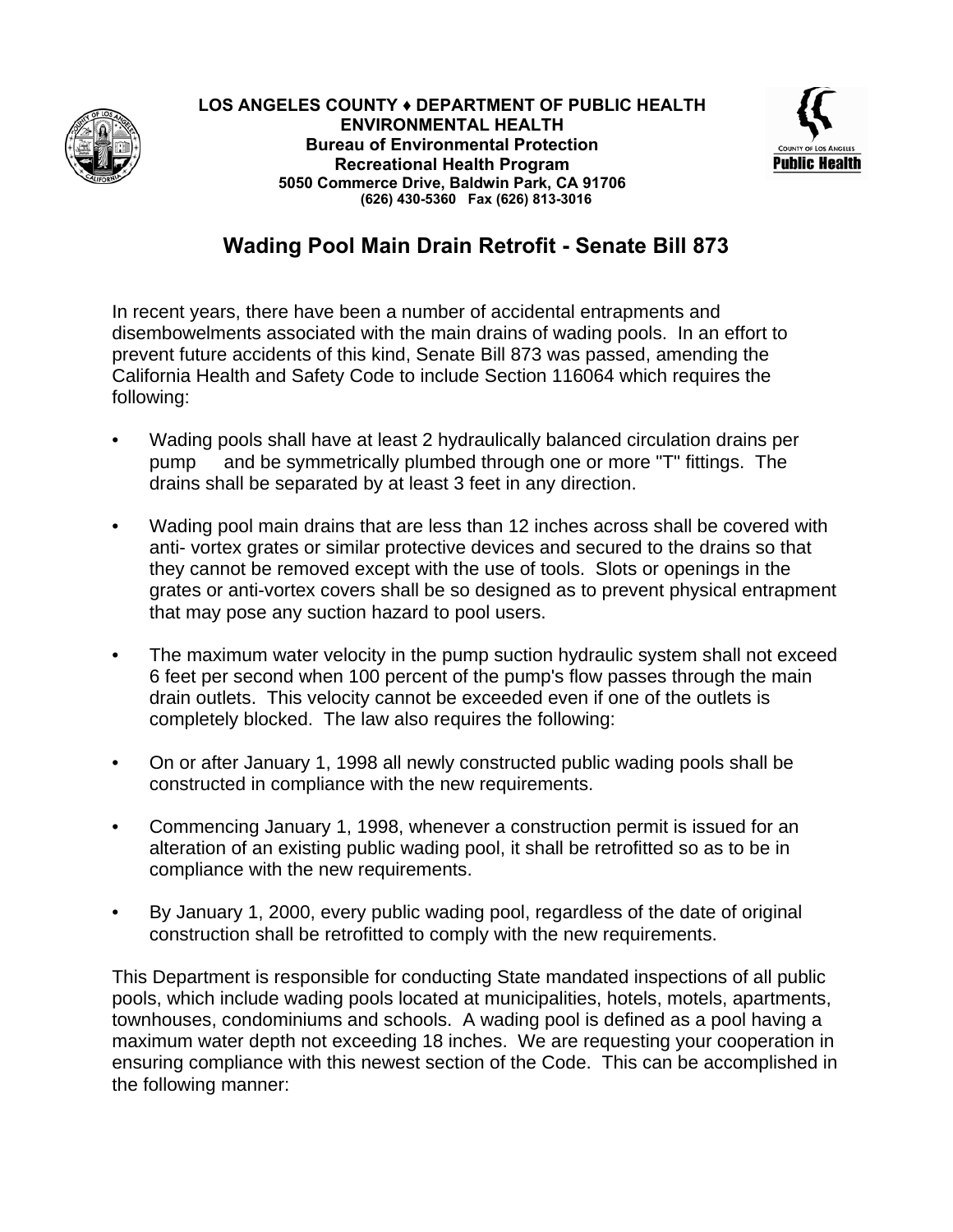**LOS ANGELES COUNTY ♦ DEPARTMENT OF PUBLIC HEALTH**
**ENVIRONMENTAL HEALTH**
**Bureau of Environmental Protection**
**Recreational Health Program**
**5050 Commerce Drive, Baldwin Park, CA 91706**
**(626) 430-5360 Fax (626) 813-3016**

## Wading Pool Main Drain Retrofit - Senate Bill 873

In recent years, there have been a number of accidental entrapments and disembowelments associated with the main drains of wading pools. In an effort to prevent future accidents of this kind, Senate Bill 873 was passed, amending the California Health and Safety Code to include Section 116064 which requires the following:

- Wading pools shall have at least 2 hydraulically balanced circulation drains per pump and be symmetrically plumbed through one or more "T" fittings. The drains shall be separated by at least 3 feet in any direction.

- Wading pool main drains that are less than 12 inches across shall be covered with anti- vortex grates or similar protective devices and secured to the drains so that they cannot be removed except with the use of tools. Slots or openings in the grates or anti-vortex covers shall be so designed as to prevent physical entrapment that may pose any suction hazard to pool users.

- The maximum water velocity in the pump suction hydraulic system shall not exceed 6 feet per second when 100 percent of the pump's flow passes through the main drain outlets. This velocity cannot be exceeded even if one of the outlets is completely blocked. The law also requires the following:

- On or after January 1, 1998 all newly constructed public wading pools shall be constructed in compliance with the new requirements.

- Commencing January 1, 1998, whenever a construction permit is issued for an alteration of an existing public wading pool, it shall be retrofitted so as to be in compliance with the new requirements.

- By January 1, 2000, every public wading pool, regardless of the date of original construction shall be retrofitted to comply with the new requirements.

This Department is responsible for conducting State mandated inspections of all public pools, which include wading pools located at municipalities, hotels, motels, apartments, townhouses, condominiums and schools. A wading pool is defined as a pool having a maximum water depth not exceeding 18 inches. We are requesting your cooperation in ensuring compliance with this newest section of the Code. This can be accomplished in the following manner: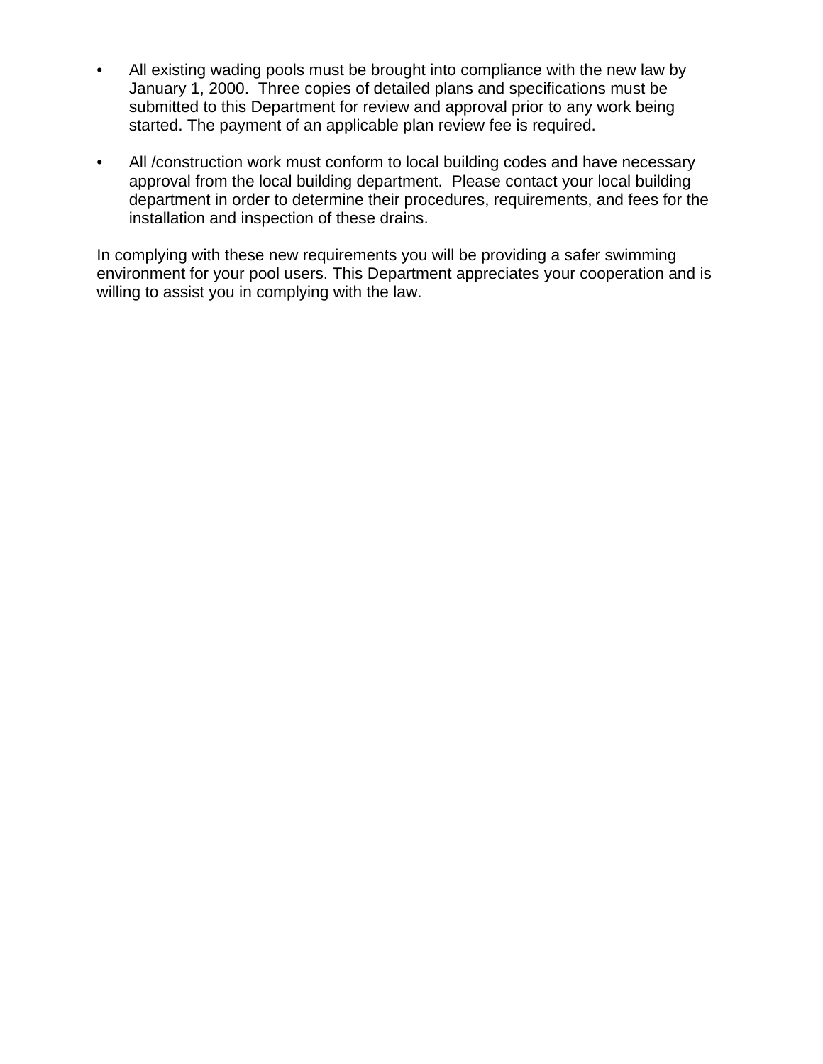- All existing wading pools must be brought into compliance with the new law by January 1, 2000. Three copies of detailed plans and specifications must be submitted to this Department for review and approval prior to any work being started. The payment of an applicable plan review fee is required.

- All /construction work must conform to local building codes and have necessary approval from the local building department. Please contact your local building department in order to determine their procedures, requirements, and fees for the installation and inspection of these drains.

In complying with these new requirements you will be providing a safer swimming environment for your pool users. This Department appreciates your cooperation and is willing to assist you in complying with the law.